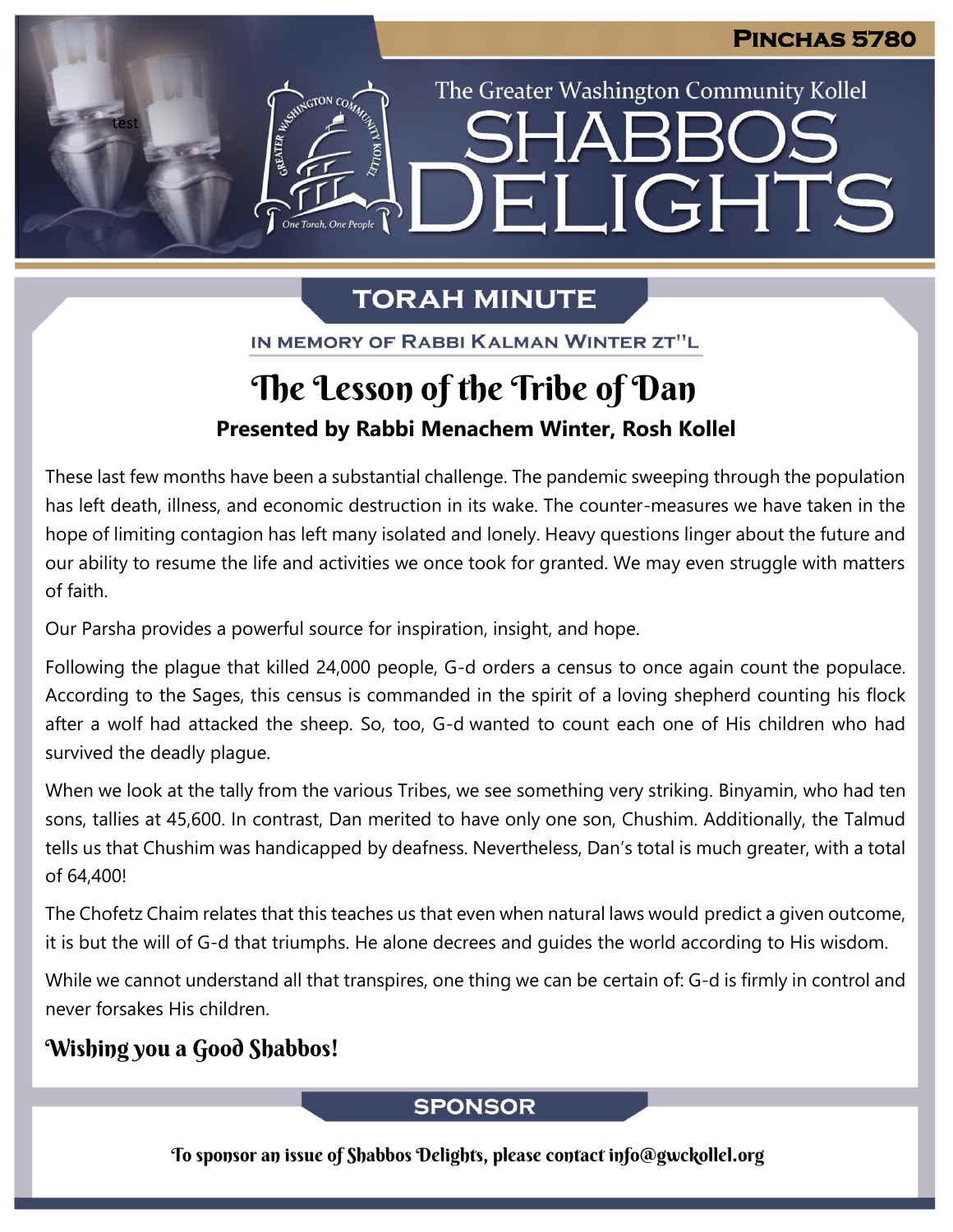PINCHAS 5780

The Greater Washington Community Kollel

# SHABBOS DELIGHTS

## TORAH MINUTE

IN MEMORY OF RABBI KALMAN WINTER ZT"L

# The Lesson of the Tribe of Dan

**Presented by Rabbi Menachem Winter, Rosh Kollel**

These last few months have been a substantial challenge. The pandemic sweeping through the population has left death, illness, and economic destruction in its wake. The counter-measures we have taken in the hope of limiting contagion has left many isolated and lonely. Heavy questions linger about the future and our ability to resume the life and activities we once took for granted. We may even struggle with matters of faith.

Our Parsha provides a powerful source for inspiration, insight, and hope.

Following the plague that killed 24,000 people, G-d orders a census to once again count the populace. According to the Sages, this census is commanded in the spirit of a loving shepherd counting his flock after a wolf had attacked the sheep. So, too, G-d wanted to count each one of His children who had survived the deadly plague.

When we look at the tally from the various Tribes, we see something very striking. Binyamin, who had ten sons, tallies at 45,600. In contrast, Dan merited to have only one son, Chushim. Additionally, the Talmud tells us that Chushim was handicapped by deafness. Nevertheless, Dan's total is much greater, with a total of 64,400!

The Chofetz Chaim relates that this teaches us that even when natural laws would predict a given outcome, it is but the will of G-d that triumphs. He alone decrees and guides the world according to His wisdom.

While we cannot understand all that transpires, one thing we can be certain of: G-d is firmly in control and never forsakes His children.

**Wishing you a Good Shabbos!**

## SPONSOR

To sponsor an issue of Shabbos Delights, please contact info@gwckollel.org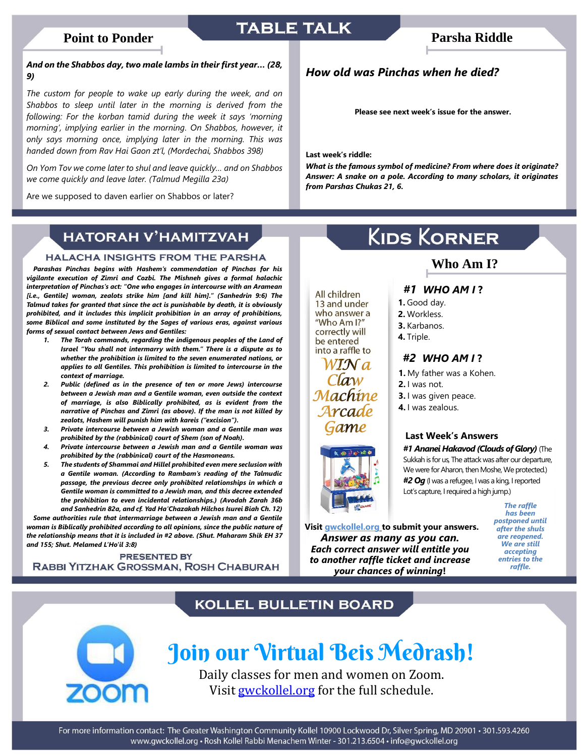# TABLE TALK

## Point to Ponder

***And on the Shabbos day, two male lambs in their first year... (28, 9)***

*The custom for people to wake up early during the week, and on Shabbos to sleep until later in the morning is derived from the following: For the korban tamid during the week it says 'morning morning', implying earlier in the morning. On Shabbos, however, it only says morning once, implying later in the morning. This was handed down from Rav Hai Gaon zt'l, (Mordechai, Shabbos 398)*

*On Yom Tov we come later to shul and leave quickly... and on Shabbos we come quickly and leave later. (Talmud Megilla 23a)*

Are we supposed to daven earlier on Shabbos or later?

## Parsha Riddle

***How old was Pinchas when he died?***

**Please see next week's issue for the answer.**

**Last week's riddle:**

***What is the famous symbol of medicine? From where does it originate? Answer: A snake on a pole. According to many scholars, it originates from Parshas Chukas 21, 6.***

# HATORAH V'HAMITZVAH

## HALACHA INSIGHTS FROM THE PARSHA

***Parashas Pinchas begins with Hashem's commendation of Pinchas for his vigilante execution of Zimri and Cozbi. The Mishneh gives a formal halachic interpretation of Pinchas's act: "One who engages in intercourse with an Aramean [i.e., Gentile] woman, zealots strike him [and kill him]." (Sanhedrin 9:6) The Talmud takes for granted that since the act is punishable by death, it is obviously prohibited, and it includes this implicit prohibition in an array of prohibitions, some Biblical and some instituted by the Sages of various eras, against various forms of sexual contact between Jews and Gentiles:***

1. ***The Torah commands, regarding the indigenous peoples of the Land of Israel "You shall not intermarry with them." There is a dispute as to whether the prohibition is limited to the seven enumerated nations, or applies to all Gentiles. This prohibition is limited to intercourse in the context of marriage.***
2. ***Public (defined as in the presence of ten or more Jews) intercourse between a Jewish man and a Gentile woman, even outside the context of marriage, is also Biblically prohibited, as is evident from the narrative of Pinchas and Zimri (as above). If the man is not killed by zealots, Hashem will punish him with kareis ("excision").***
3. ***Private intercourse between a Jewish woman and a Gentile man was prohibited by the (rabbinical) court of Shem (son of Noah).***
4. ***Private intercourse between a Jewish man and a Gentile woman was prohibited by the (rabbinical) court of the Hasmoneans.***
5. ***The students of Shammai and Hillel prohibited even mere seclusion with a Gentile woman. (According to Rambam's reading of the Talmudic passage, the previous decree only prohibited relationships in which a Gentile woman is committed to a Jewish man, and this decree extended the prohibition to even incidental relationships.) (Avodah Zarah 36b and Sanhedrin 82a, and cf. Yad Ha'Chazakah Hilchos Isurei Biah Ch. 12)***

***Some authorities rule that intermarriage between a Jewish man and a Gentile woman is Biblically prohibited according to all opinions, since the public nature of the relationship means that it is included in #2 above. (Shut. Maharam Shik EH 37 and 155; Shut. Melamed L'Ho'il 3:8)***

PRESENTED BY
RABBI YITZHAK GROSSMAN, ROSH CHABURAH

# KIDS KORNER

## Who Am I?

All children 13 and under who answer a "Who Am I?" correctly will be entered into a raffle to WIN a Claw Machine Arcade Game

### #1 WHO AM I?

1. Good day.
2. Workless.
3. Karbanos.
4. Triple.

### #2 WHO AM I?

1. My father was a Kohen.
2. I was not.
3. I was given peace.
4. I was zealous.

### Last Week's Answers

***#1 Ananei Hakavod (Clouds of Glory)*** (The Sukkah is for us, The attack was after our departure, We were for Aharon, then Moshe, We protected.)
***#2 Og*** (I was a refugee, I was a king, I reported Lot's capture, I required a high jump.)

**Visit gwckollel.org to submit your answers.**
***Answer as many as you can. Each correct answer will entitle you to another raffle ticket and increase your chances of winning!***

*The raffle has been postponed until after the shuls are reopened. We are still accepting entries to the raffle.*

# KOLLEL BULLETIN BOARD

## Join our Virtual Beis Medrash!

Daily classes for men and women on Zoom.
Visit gwckollel.org for the full schedule.

For more information contact: The Greater Washington Community Kollel 10900 Lockwood Dr, Silver Spring, MD 20901 • 301.593.4260
www.gwckollel.org • Rosh Kollel Rabbi Menachem Winter - 301.213.6504 • info@gwckollel.org